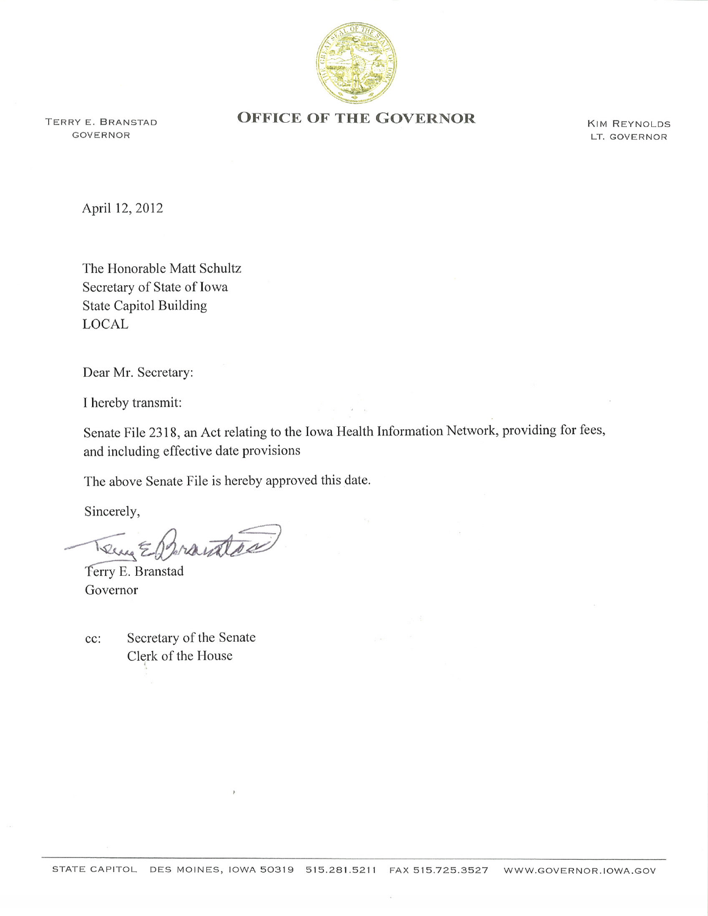TERRY E. BRANSTAD
GOVERNOR

# OFFICE OF THE GOVERNOR

KIM REYNOLDS
LT. GOVERNOR

April 12, 2012

The Honorable Matt Schultz
Secretary of State of Iowa
State Capitol Building
LOCAL

Dear Mr. Secretary:

I hereby transmit:

Senate File 2318, an Act relating to the Iowa Health Information Network, providing for fees, and including effective date provisions

The above Senate File is hereby approved this date.

Sincerely,

Terry E. Branstad
Governor

cc: Secretary of the Senate
Clerk of the House

STATE CAPITOL DES MOINES, IOWA 50319 515.281.5211 FAX 515.725.3527 WWW.GOVERNOR.IOWA.GOV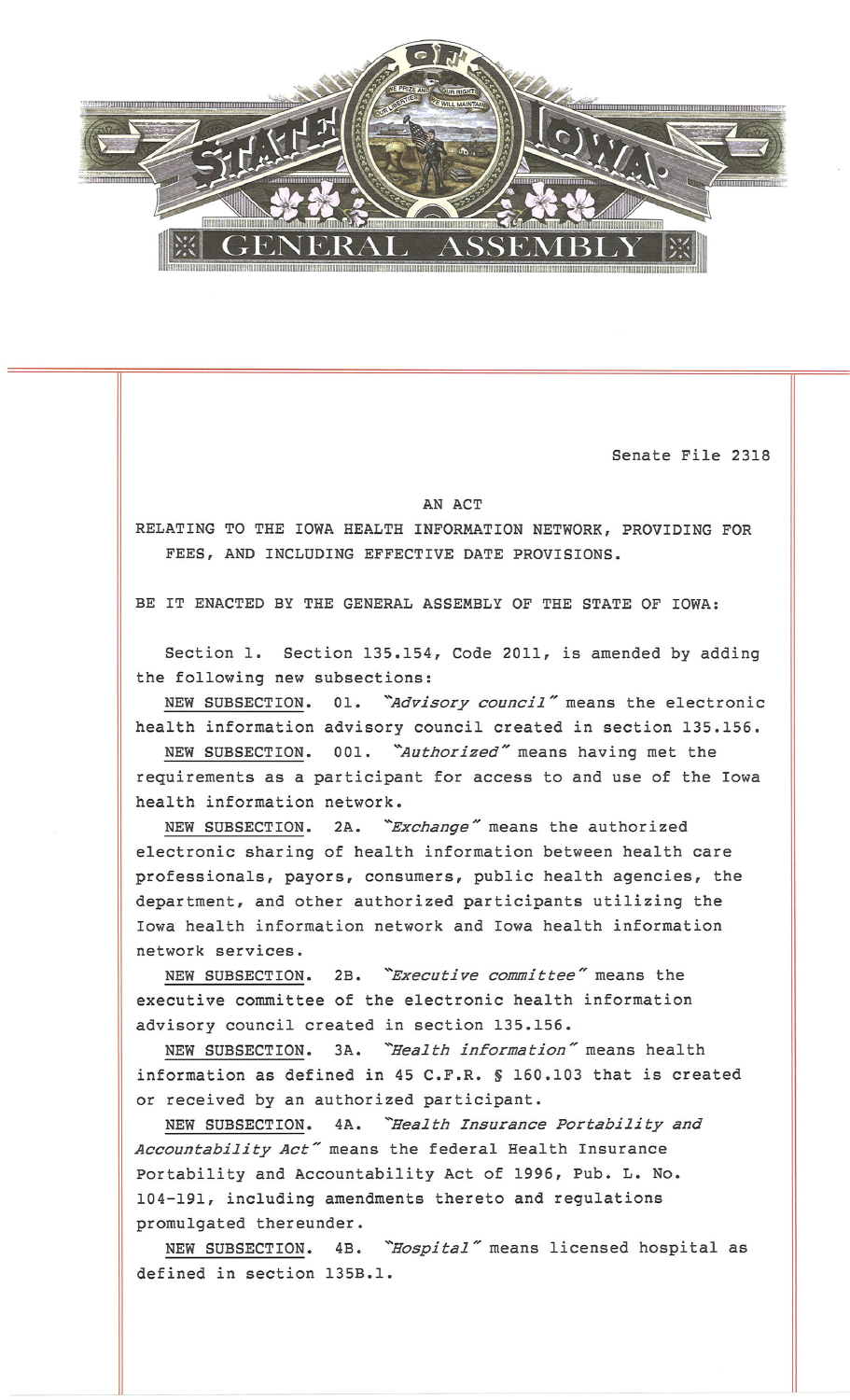STATE OF IOWA GENERAL ASSEMBLY

Senate File 2318

AN ACT

RELATING TO THE IOWA HEALTH INFORMATION NETWORK, PROVIDING FOR FEES, AND INCLUDING EFFECTIVE DATE PROVISIONS.

BE IT ENACTED BY THE GENERAL ASSEMBLY OF THE STATE OF IOWA:

Section 1. Section 135.154, Code 2011, is amended by adding the following new subsections:

NEW SUBSECTION. 01. *"Advisory council"* means the electronic health information advisory council created in section 135.156.

NEW SUBSECTION. 001. *"Authorized"* means having met the requirements as a participant for access to and use of the Iowa health information network.

NEW SUBSECTION. 2A. *"Exchange"* means the authorized electronic sharing of health information between health care professionals, payors, consumers, public health agencies, the department, and other authorized participants utilizing the Iowa health information network and Iowa health information network services.

NEW SUBSECTION. 2B. *"Executive committee"* means the executive committee of the electronic health information advisory council created in section 135.156.

NEW SUBSECTION. 3A. *"Health information"* means health information as defined in 45 C.F.R. § 160.103 that is created or received by an authorized participant.

NEW SUBSECTION. 4A. *"Health Insurance Portability and Accountability Act"* means the federal Health Insurance Portability and Accountability Act of 1996, Pub. L. No. 104-191, including amendments thereto and regulations promulgated thereunder.

NEW SUBSECTION. 4B. *"Hospital"* means licensed hospital as defined in section 135B.1.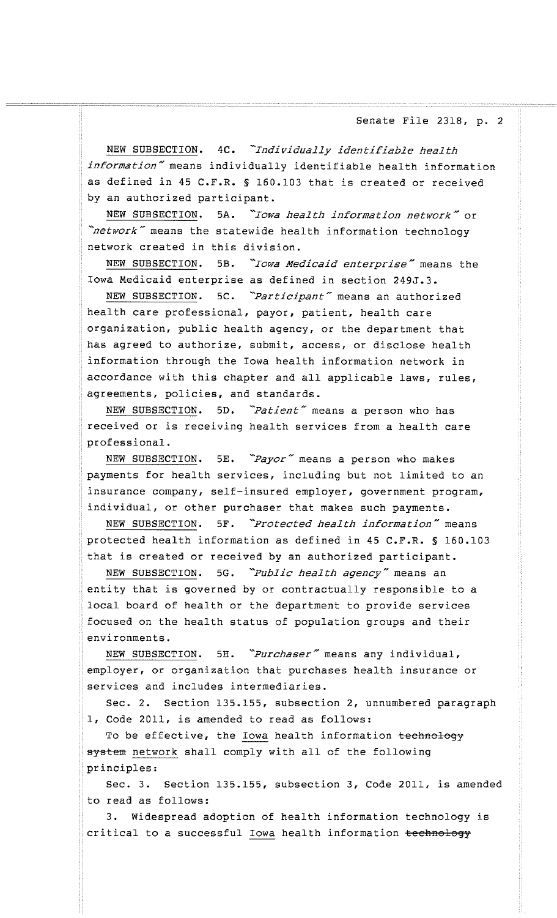NEW SUBSECTION. 4C. *"Individually identifiable health information"* means individually identifiable health information as defined in 45 C.F.R. § 160.103 that is created or received by an authorized participant.

NEW SUBSECTION. 5A. *"Iowa health information network"* or *"network"* means the statewide health information technology network created in this division.

NEW SUBSECTION. 5B. *"Iowa Medicaid enterprise"* means the Iowa Medicaid enterprise as defined in section 249J.3.

NEW SUBSECTION. 5C. *"Participant"* means an authorized health care professional, payor, patient, health care organization, public health agency, or the department that has agreed to authorize, submit, access, or disclose health information through the Iowa health information network in accordance with this chapter and all applicable laws, rules, agreements, policies, and standards.

NEW SUBSECTION. 5D. *"Patient"* means a person who has received or is receiving health services from a health care professional.

NEW SUBSECTION. 5E. *"Payor"* means a person who makes payments for health services, including but not limited to an insurance company, self-insured employer, government program, individual, or other purchaser that makes such payments.

NEW SUBSECTION. 5F. *"Protected health information"* means protected health information as defined in 45 C.F.R. § 160.103 that is created or received by an authorized participant.

NEW SUBSECTION. 5G. *"Public health agency"* means an entity that is governed by or contractually responsible to a local board of health or the department to provide services focused on the health status of population groups and their environments.

NEW SUBSECTION. 5H. *"Purchaser"* means any individual, employer, or organization that purchases health insurance or services and includes intermediaries.

Sec. 2. Section 135.155, subsection 2, unnumbered paragraph 1, Code 2011, is amended to read as follows:

To be effective, the Iowa health information ~~technology system~~ network shall comply with all of the following principles:

Sec. 3. Section 135.155, subsection 3, Code 2011, is amended to read as follows:

3. Widespread adoption of health information technology is critical to a successful Iowa health information ~~technology~~